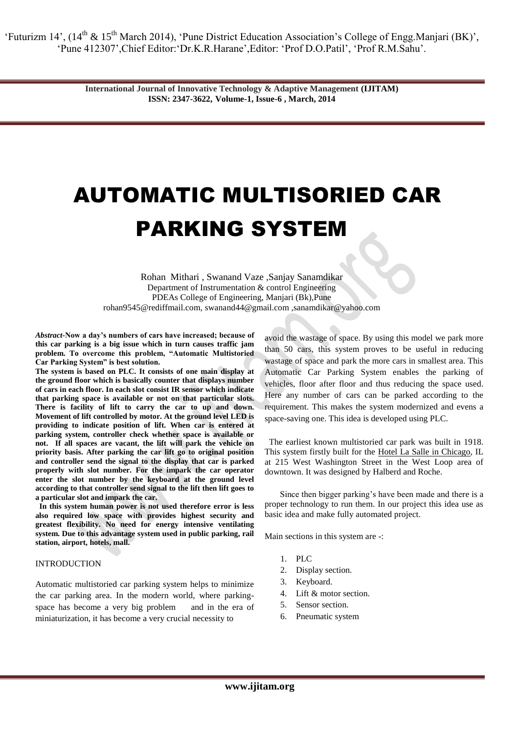# AUTOMATIC MULTISORIED CAR PARKING SYSTEM

Rohan Mithari , Swanand Vaze ,Sanjay Sanamdikar
Department of Instrumentation & control Engineering
PDEAs College of Engineering, Manjari (Bk),Pune
rohan9545@rediffmail.com, swanand44@gmail.com ,sanamdikar@yahoo.com

***Abstract*-Now a day's numbers of cars have increased; because of this car parking is a big issue which in turn causes traffic jam problem. To overcome this problem, "Automatic Multistoried Car Parking System" is best solution.**

**The system is based on PLC. It consists of one main display at the ground floor which is basically counter that displays number of cars in each floor. In each slot consist IR sensor which indicate that parking space is available or not on that particular slots. There is facility of lift to carry the car to up and down. Movement of lift controlled by motor. At the ground level LED is providing to indicate position of lift. When car is entered at parking system, controller check whether space is available or not. If all spaces are vacant, the lift will park the vehicle on priority basis. After parking the car lift go to original position and controller send the signal to the display that car is parked properly with slot number. For the impark the car operator enter the slot number by the keyboard at the ground level according to that controller send signal to the lift then lift goes to a particular slot and impark the car.**

**In this system human power is not used therefore error is less also required low space with provides highest security and greatest flexibility. No need for energy intensive ventilating system. Due to this advantage system used in public parking, rail station, airport, hotels, mall.**

## INTRODUCTION

Automatic multistoried car parking system helps to minimize the car parking area. In the modern world, where parking-space has become a very big problem and in the era of miniaturization, it has become a very crucial necessity to avoid the wastage of space. By using this model we park more than 50 cars, this system proves to be useful in reducing wastage of space and park the more cars in smallest area. This Automatic Car Parking System enables the parking of vehicles, floor after floor and thus reducing the space used. Here any number of cars can be parked according to the requirement. This makes the system modernized and evens a space-saving one. This idea is developed using PLC.

The earliest known multistoried car park was built in 1918. This system firstly built for the Hotel La Salle in Chicago, IL at 215 West Washington Street in the West Loop area of downtown. It was designed by Halberd and Roche.

Since then bigger parking's have been made and there is a proper technology to run them. In our project this idea use as basic idea and make fully automated project.

Main sections in this system are -:

1. PLC
2. Display section.
3. Keyboard.
4. Lift & motor section.
5. Sensor section.
6. Pneumatic system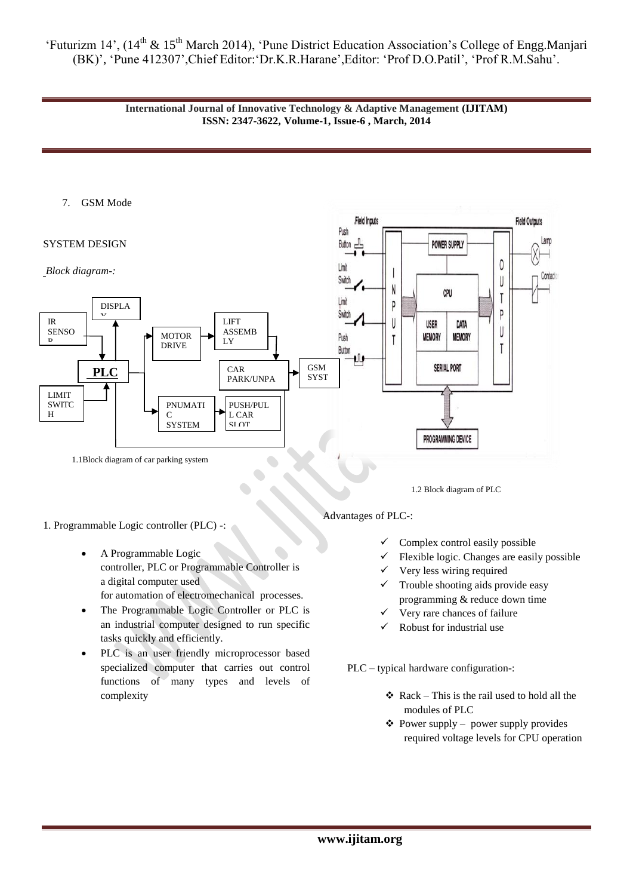7. GSM Mode

## SYSTEM DESIGN

*Block diagram-:*

1.1Block diagram of car parking system

1.2 Block diagram of PLC

1. Programmable Logic controller (PLC) -:

- A Programmable Logic controller, PLC or Programmable Controller is a digital computer used for automation of electromechanical processes.
- The Programmable Logic Controller or PLC is an industrial computer designed to run specific tasks quickly and efficiently.
- PLC is an user friendly microprocessor based specialized computer that carries out control functions of many types and levels of complexity

Advantages of PLC-:

- ✓ Complex control easily possible
- ✓ Flexible logic. Changes are easily possible
- ✓ Very less wiring required
- ✓ Trouble shooting aids provide easy programming & reduce down time
- ✓ Very rare chances of failure
- ✓ Robust for industrial use

PLC – typical hardware configuration-:

- ❖ Rack – This is the rail used to hold all the modules of PLC
- ❖ Power supply – power supply provides required voltage levels for CPU operation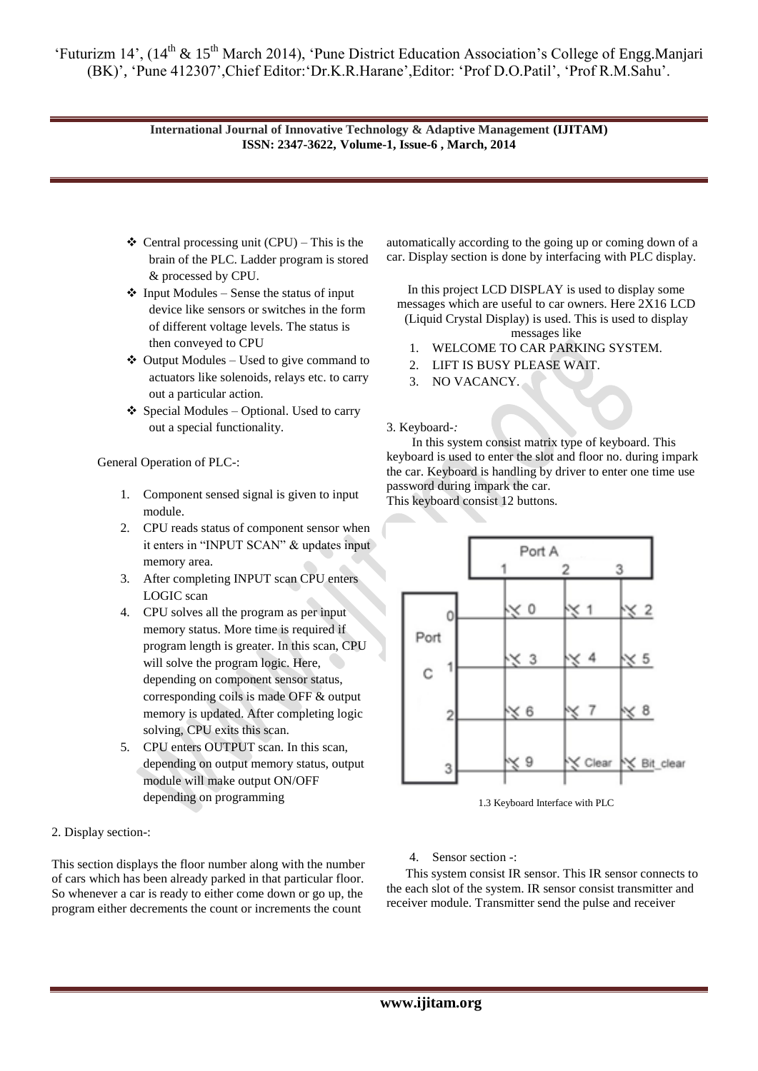- Central processing unit (CPU) – This is the brain of the PLC. Ladder program is stored & processed by CPU.
- Input Modules – Sense the status of input device like sensors or switches in the form of different voltage levels. The status is then conveyed to CPU
- Output Modules – Used to give command to actuators like solenoids, relays etc. to carry out a particular action.
- Special Modules – Optional. Used to carry out a special functionality.

General Operation of PLC-:

1. Component sensed signal is given to input module.
2. CPU reads status of component sensor when it enters in "INPUT SCAN" & updates input memory area.
3. After completing INPUT scan CPU enters LOGIC scan
4. CPU solves all the program as per input memory status. More time is required if program length is greater. In this scan, CPU will solve the program logic. Here, depending on component sensor status, corresponding coils is made OFF & output memory is updated. After completing logic solving, CPU exits this scan.
5. CPU enters OUTPUT scan. In this scan, depending on output memory status, output module will make output ON/OFF depending on programming

2. Display section-:

This section displays the floor number along with the number of cars which has been already parked in that particular floor. So whenever a car is ready to either come down or go up, the program either decrements the count or increments the count automatically according to the going up or coming down of a car. Display section is done by interfacing with PLC display.

In this project LCD DISPLAY is used to display some messages which are useful to car owners. Here 2X16 LCD (Liquid Crystal Display) is used. This is used to display messages like

1. WELCOME TO CAR PARKING SYSTEM.
2. LIFT IS BUSY PLEASE WAIT.
3. NO VACANCY.

3. Keyboard-:

In this system consist matrix type of keyboard. This keyboard is used to enter the slot and floor no. during impark the car. Keyboard is handling by driver to enter one time use password during impark the car.
This keyboard consist 12 buttons.

| Port C \ Port A | 1 | 2 | 3 |
|---|---|---|---|
| 0 | 0 | 1 | 2 |
| 1 | 3 | 4 | 5 |
| 2 | 6 | 7 | 8 |
| 3 | 9 | Clear | Bit_clear |

1.3 Keyboard Interface with PLC

4. Sensor section -:

This system consist IR sensor. This IR sensor connects to the each slot of the system. IR sensor consist transmitter and receiver module. Transmitter send the pulse and receiver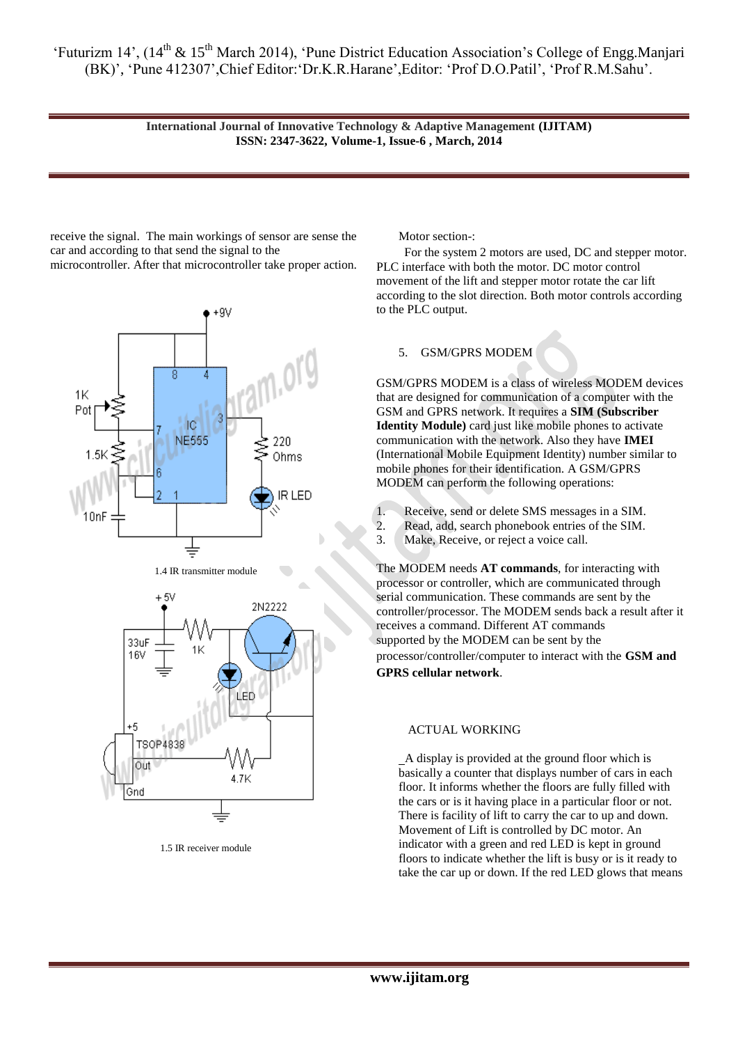receive the signal. The main workings of sensor are sense the car and according to that send the signal to the microcontroller. After that microcontroller take proper action.

1.4 IR transmitter module

1.5 IR receiver module

Motor section-:

For the system 2 motors are used, DC and stepper motor. PLC interface with both the motor. DC motor control movement of the lift and stepper motor rotate the car lift according to the slot direction. Both motors controls according to the PLC output.

5. GSM/GPRS MODEM

GSM/GPRS MODEM is a class of wireless MODEM devices that are designed for communication of a computer with the GSM and GPRS network. It requires a **SIM (Subscriber Identity Module)** card just like mobile phones to activate communication with the network. Also they have **IMEI** (International Mobile Equipment Identity) number similar to mobile phones for their identification. A GSM/GPRS MODEM can perform the following operations:

1. Receive, send or delete SMS messages in a SIM.
2. Read, add, search phonebook entries of the SIM.
3. Make, Receive, or reject a voice call.

The MODEM needs **AT commands**, for interacting with processor or controller, which are communicated through serial communication. These commands are sent by the controller/processor. The MODEM sends back a result after it receives a command. Different AT commands supported by the MODEM can be sent by the processor/controller/computer to interact with the **GSM and GPRS cellular network**.

ACTUAL WORKING

A display is provided at the ground floor which is basically a counter that displays number of cars in each floor. It informs whether the floors are fully filled with the cars or is it having place in a particular floor or not. There is facility of lift to carry the car to up and down. Movement of Lift is controlled by DC motor. An indicator with a green and red LED is kept in ground floors to indicate whether the lift is busy or is it ready to take the car up or down. If the red LED glows that means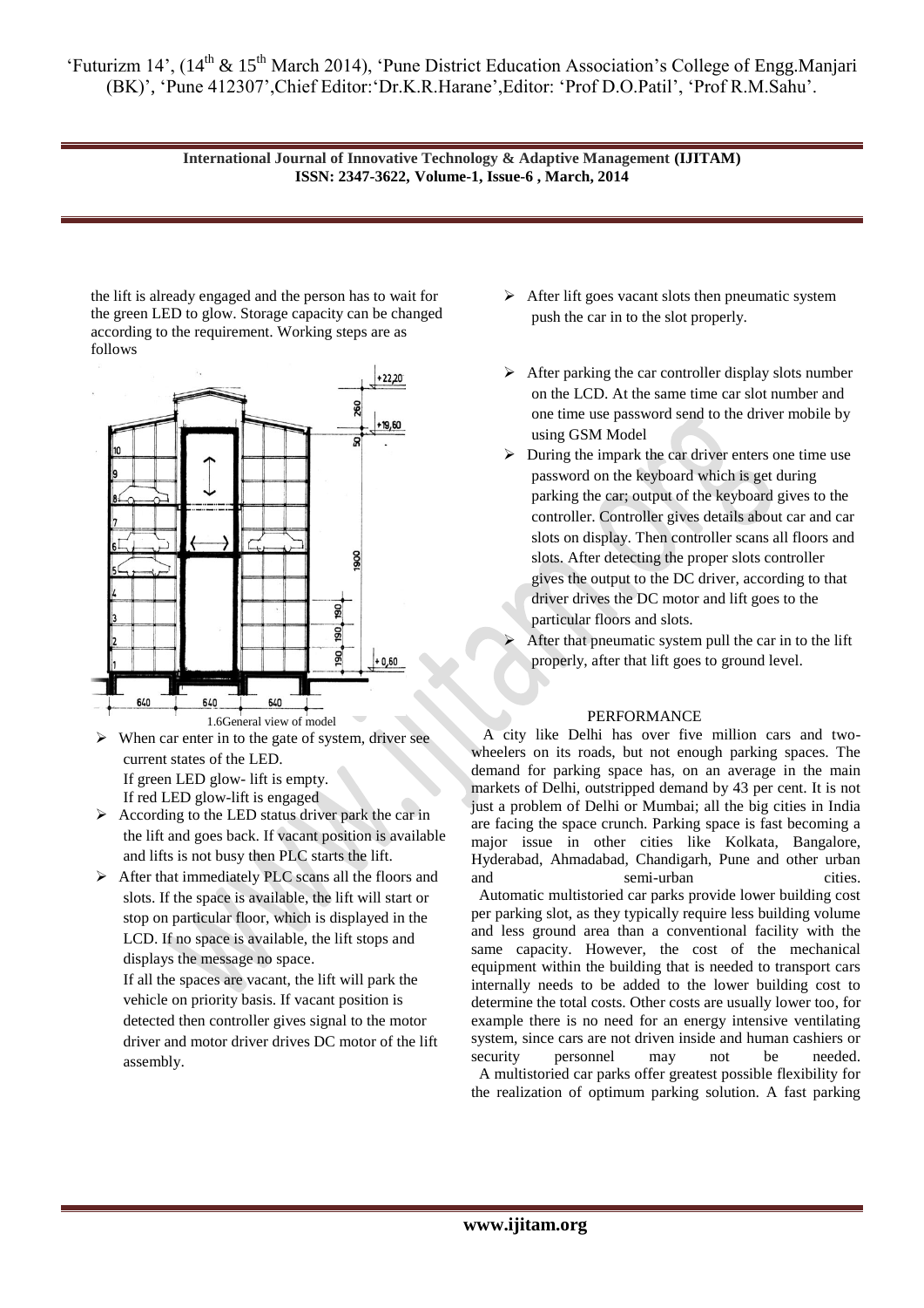the lift is already engaged and the person has to wait for the green LED to glow. Storage capacity can be changed according to the requirement. Working steps are as follows

1.6General view of model

- When car enter in to the gate of system, driver see current states of the LED.
  If green LED glow- lift is empty.
  If red LED glow-lift is engaged
- According to the LED status driver park the car in the lift and goes back. If vacant position is available and lifts is not busy then PLC starts the lift.
- After that immediately PLC scans all the floors and slots. If the space is available, the lift will start or stop on particular floor, which is displayed in the LCD. If no space is available, the lift stops and displays the message no space.
  If all the spaces are vacant, the lift will park the vehicle on priority basis. If vacant position is detected then controller gives signal to the motor driver and motor driver drives DC motor of the lift assembly.
- After lift goes vacant slots then pneumatic system push the car in to the slot properly.
- After parking the car controller display slots number on the LCD. At the same time car slot number and one time use password send to the driver mobile by using GSM Model
- During the impark the car driver enters one time use password on the keyboard which is get during parking the car; output of the keyboard gives to the controller. Controller gives details about car and car slots on display. Then controller scans all floors and slots. After detecting the proper slots controller gives the output to the DC driver, according to that driver drives the DC motor and lift goes to the particular floors and slots.
- After that pneumatic system pull the car in to the lift properly, after that lift goes to ground level.

## PERFORMANCE

A city like Delhi has over five million cars and two-wheelers on its roads, but not enough parking spaces. The demand for parking space has, on an average in the main markets of Delhi, outstripped demand by 43 per cent. It is not just a problem of Delhi or Mumbai; all the big cities in India are facing the space crunch. Parking space is fast becoming a major issue in other cities like Kolkata, Bangalore, Hyderabad, Ahmadabad, Chandigarh, Pune and other urban and semi-urban cities.

Automatic multistoried car parks provide lower building cost per parking slot, as they typically require less building volume and less ground area than a conventional facility with the same capacity. However, the cost of the mechanical equipment within the building that is needed to transport cars internally needs to be added to the lower building cost to determine the total costs. Other costs are usually lower too, for example there is no need for an energy intensive ventilating system, since cars are not driven inside and human cashiers or security personnel may not be needed.

A multistoried car parks offer greatest possible flexibility for the realization of optimum parking solution. A fast parking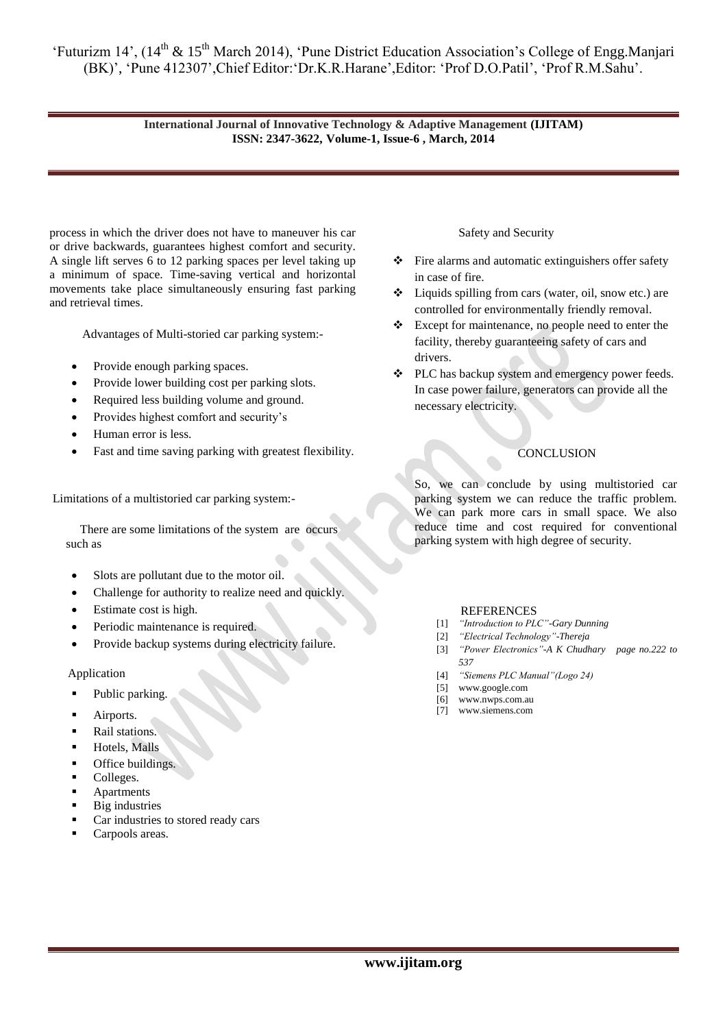process in which the driver does not have to maneuver his car or drive backwards, guarantees highest comfort and security. A single lift serves 6 to 12 parking spaces per level taking up a minimum of space. Time-saving vertical and horizontal movements take place simultaneously ensuring fast parking and retrieval times.

Advantages of Multi-storied car parking system:-

- Provide enough parking spaces.
- Provide lower building cost per parking slots.
- Required less building volume and ground.
- Provides highest comfort and security's
- Human error is less.
- Fast and time saving parking with greatest flexibility.

Limitations of a multistoried car parking system:-

There are some limitations of the system are occurs such as

- Slots are pollutant due to the motor oil.
- Challenge for authority to realize need and quickly.
- Estimate cost is high.
- Periodic maintenance is required.
- Provide backup systems during electricity failure.

Application

- Public parking.
- Airports.
- Rail stations.
- Hotels, Malls
- Office buildings.
- Colleges.
- Apartments
- Big industries
- Car industries to stored ready cars
- Carpools areas.

Safety and Security

- Fire alarms and automatic extinguishers offer safety in case of fire.
- Liquids spilling from cars (water, oil, snow etc.) are controlled for environmentally friendly removal.
- Except for maintenance, no people need to enter the facility, thereby guaranteeing safety of cars and drivers.
- PLC has backup system and emergency power feeds. In case power failure, generators can provide all the necessary electricity.

## CONCLUSION

So, we can conclude by using multistoried car parking system we can reduce the traffic problem. We can park more cars in small space. We also reduce time and cost required for conventional parking system with high degree of security.

## REFERENCES

[1] *"Introduction to PLC"-Gary Dunning*

[2] *"Electrical Technology"-Thereja*

[3] *"Power Electronics"-A K Chudhary page no.222 to 537*

[4] *"Siemens PLC Manual"(Logo 24)*

[5] www.google.com

[6] www.nwps.com.au

[7] www.siemens.com